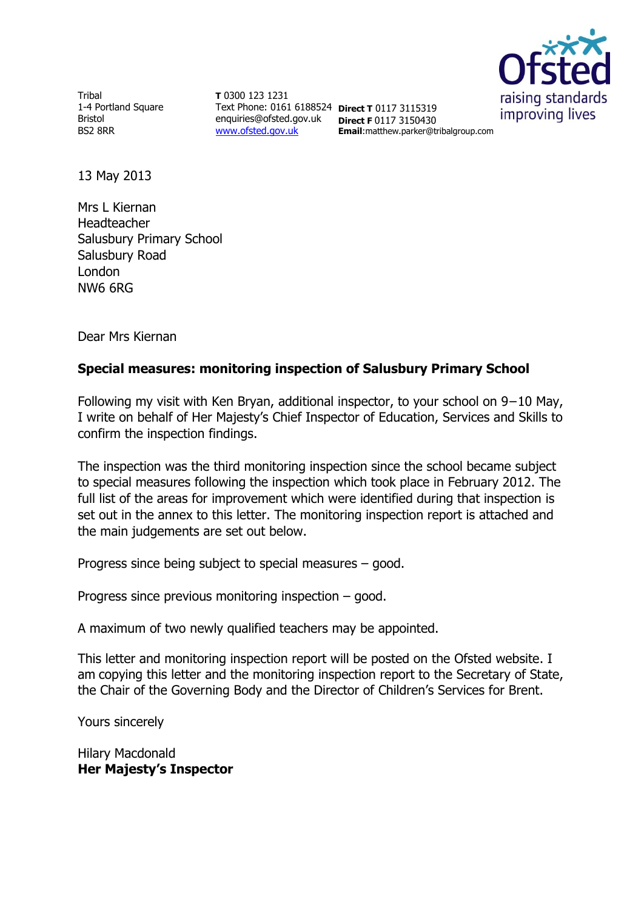Tribal
1-4 Portland Square
Bristol
BS2 8RR

**T** 0300 123 1231
Text Phone: 0161 6188524
enquiries@ofsted.gov.uk
www.ofsted.gov.uk

**Direct T** 0117 3115319
**Direct F** 0117 3150430
**Email**:matthew.parker@tribalgroup.com

Ofsted
raising standards
improving lives

13 May 2013

Mrs L Kiernan
Headteacher
Salusbury Primary School
Salusbury Road
London
NW6 6RG

Dear Mrs Kiernan

**Special measures: monitoring inspection of Salusbury Primary School**

Following my visit with Ken Bryan, additional inspector, to your school on 9–10 May, I write on behalf of Her Majesty's Chief Inspector of Education, Services and Skills to confirm the inspection findings.

The inspection was the third monitoring inspection since the school became subject to special measures following the inspection which took place in February 2012. The full list of the areas for improvement which were identified during that inspection is set out in the annex to this letter. The monitoring inspection report is attached and the main judgements are set out below.

Progress since being subject to special measures – good.

Progress since previous monitoring inspection – good.

A maximum of two newly qualified teachers may be appointed.

This letter and monitoring inspection report will be posted on the Ofsted website. I am copying this letter and the monitoring inspection report to the Secretary of State, the Chair of the Governing Body and the Director of Children's Services for Brent.

Yours sincerely

Hilary Macdonald
**Her Majesty's Inspector**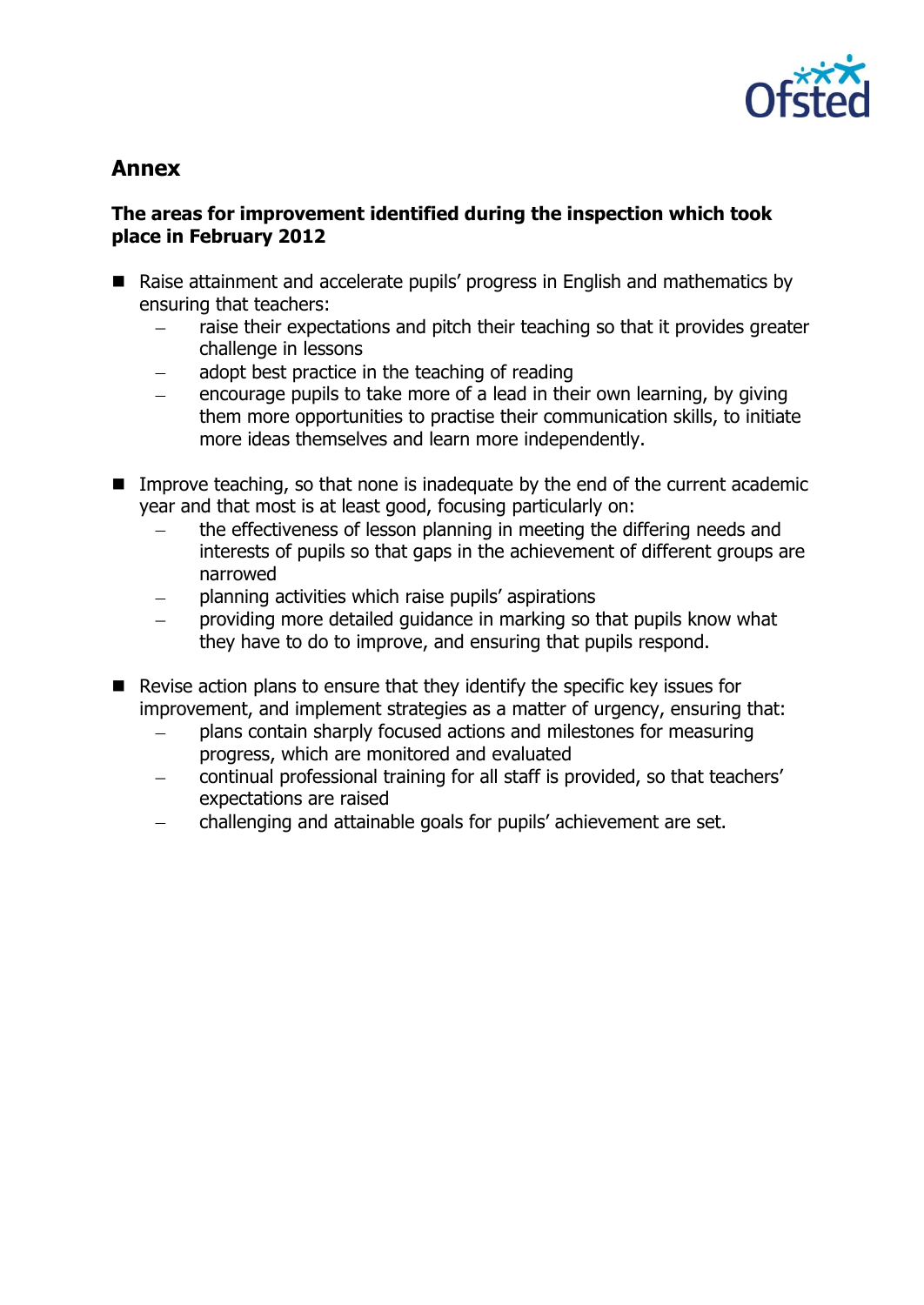## Annex

### The areas for improvement identified during the inspection which took place in February 2012

- Raise attainment and accelerate pupils' progress in English and mathematics by ensuring that teachers:
  - raise their expectations and pitch their teaching so that it provides greater challenge in lessons
  - adopt best practice in the teaching of reading
  - encourage pupils to take more of a lead in their own learning, by giving them more opportunities to practise their communication skills, to initiate more ideas themselves and learn more independently.

- Improve teaching, so that none is inadequate by the end of the current academic year and that most is at least good, focusing particularly on:
  - the effectiveness of lesson planning in meeting the differing needs and interests of pupils so that gaps in the achievement of different groups are narrowed
  - planning activities which raise pupils' aspirations
  - providing more detailed guidance in marking so that pupils know what they have to do to improve, and ensuring that pupils respond.

- Revise action plans to ensure that they identify the specific key issues for improvement, and implement strategies as a matter of urgency, ensuring that:
  - plans contain sharply focused actions and milestones for measuring progress, which are monitored and evaluated
  - continual professional training for all staff is provided, so that teachers' expectations are raised
  - challenging and attainable goals for pupils' achievement are set.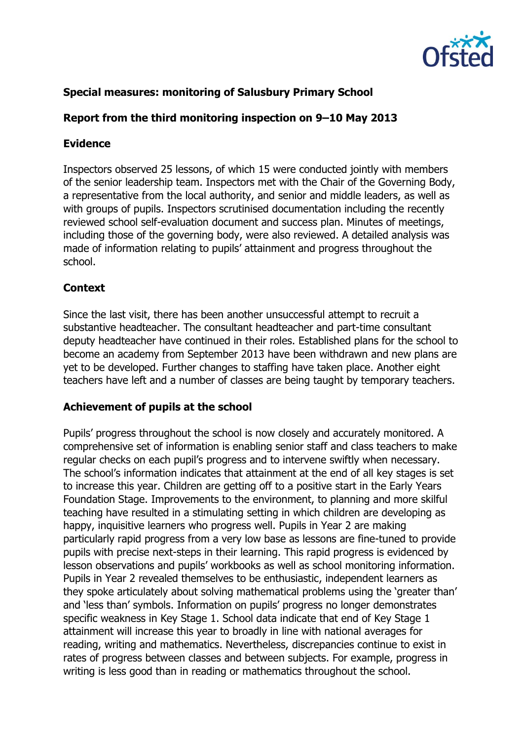**Special measures: monitoring of Salusbury Primary School**

**Report from the third monitoring inspection on 9–10 May 2013**

**Evidence**

Inspectors observed 25 lessons, of which 15 were conducted jointly with members of the senior leadership team. Inspectors met with the Chair of the Governing Body, a representative from the local authority, and senior and middle leaders, as well as with groups of pupils. Inspectors scrutinised documentation including the recently reviewed school self-evaluation document and success plan. Minutes of meetings, including those of the governing body, were also reviewed. A detailed analysis was made of information relating to pupils' attainment and progress throughout the school.

**Context**

Since the last visit, there has been another unsuccessful attempt to recruit a substantive headteacher. The consultant headteacher and part-time consultant deputy headteacher have continued in their roles. Established plans for the school to become an academy from September 2013 have been withdrawn and new plans are yet to be developed. Further changes to staffing have taken place. Another eight teachers have left and a number of classes are being taught by temporary teachers.

**Achievement of pupils at the school**

Pupils' progress throughout the school is now closely and accurately monitored. A comprehensive set of information is enabling senior staff and class teachers to make regular checks on each pupil's progress and to intervene swiftly when necessary. The school's information indicates that attainment at the end of all key stages is set to increase this year. Children are getting off to a positive start in the Early Years Foundation Stage. Improvements to the environment, to planning and more skilful teaching have resulted in a stimulating setting in which children are developing as happy, inquisitive learners who progress well. Pupils in Year 2 are making particularly rapid progress from a very low base as lessons are fine-tuned to provide pupils with precise next-steps in their learning. This rapid progress is evidenced by lesson observations and pupils' workbooks as well as school monitoring information. Pupils in Year 2 revealed themselves to be enthusiastic, independent learners as they spoke articulately about solving mathematical problems using the 'greater than' and 'less than' symbols. Information on pupils' progress no longer demonstrates specific weakness in Key Stage 1. School data indicate that end of Key Stage 1 attainment will increase this year to broadly in line with national averages for reading, writing and mathematics. Nevertheless, discrepancies continue to exist in rates of progress between classes and between subjects. For example, progress in writing is less good than in reading or mathematics throughout the school.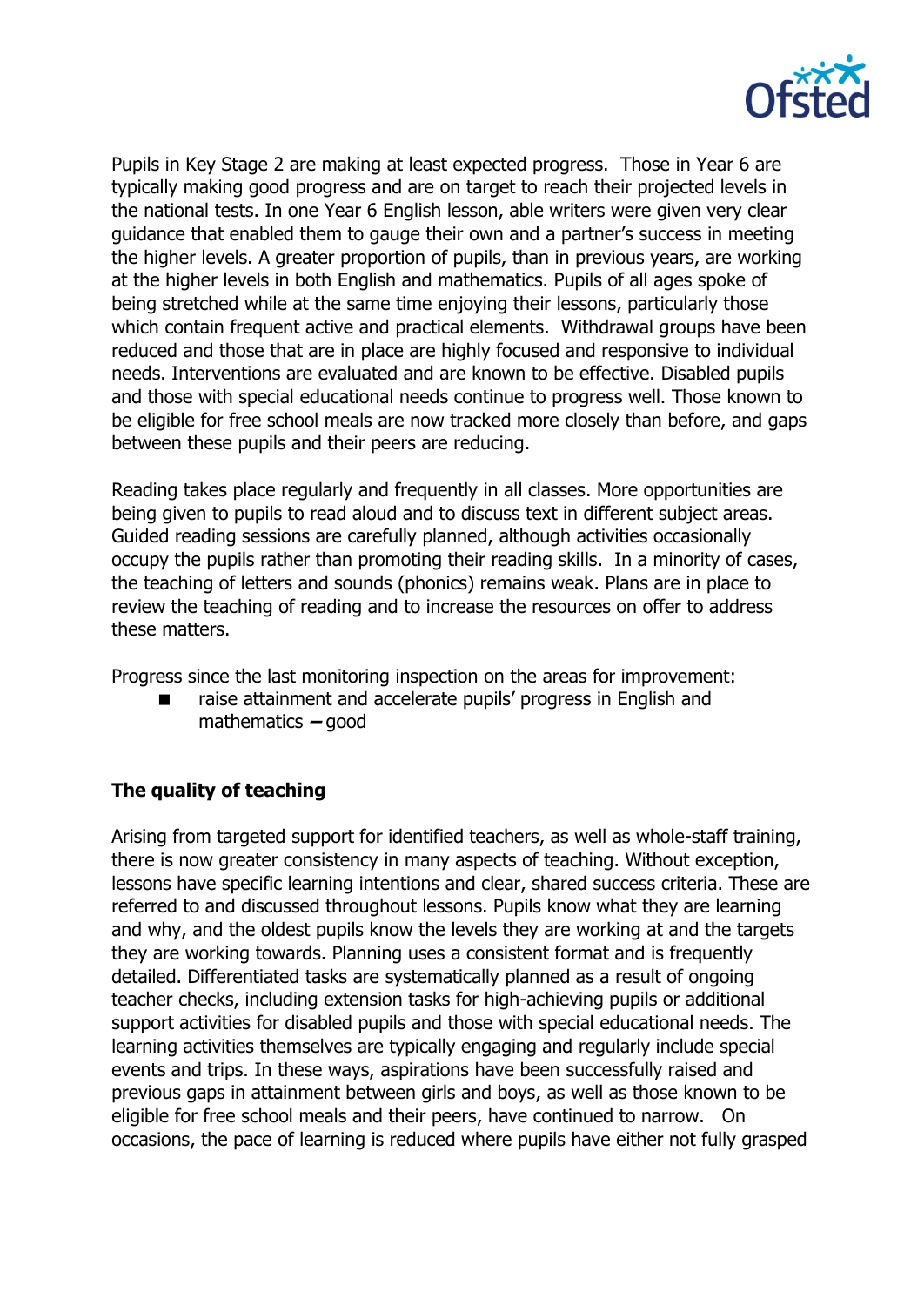Pupils in Key Stage 2 are making at least expected progress. Those in Year 6 are typically making good progress and are on target to reach their projected levels in the national tests. In one Year 6 English lesson, able writers were given very clear guidance that enabled them to gauge their own and a partner's success in meeting the higher levels. A greater proportion of pupils, than in previous years, are working at the higher levels in both English and mathematics. Pupils of all ages spoke of being stretched while at the same time enjoying their lessons, particularly those which contain frequent active and practical elements. Withdrawal groups have been reduced and those that are in place are highly focused and responsive to individual needs. Interventions are evaluated and are known to be effective. Disabled pupils and those with special educational needs continue to progress well. Those known to be eligible for free school meals are now tracked more closely than before, and gaps between these pupils and their peers are reducing.

Reading takes place regularly and frequently in all classes. More opportunities are being given to pupils to read aloud and to discuss text in different subject areas. Guided reading sessions are carefully planned, although activities occasionally occupy the pupils rather than promoting their reading skills. In a minority of cases, the teaching of letters and sounds (phonics) remains weak. Plans are in place to review the teaching of reading and to increase the resources on offer to address these matters.

Progress since the last monitoring inspection on the areas for improvement:

- raise attainment and accelerate pupils' progress in English and mathematics – good

**The quality of teaching**

Arising from targeted support for identified teachers, as well as whole-staff training, there is now greater consistency in many aspects of teaching. Without exception, lessons have specific learning intentions and clear, shared success criteria. These are referred to and discussed throughout lessons. Pupils know what they are learning and why, and the oldest pupils know the levels they are working at and the targets they are working towards. Planning uses a consistent format and is frequently detailed. Differentiated tasks are systematically planned as a result of ongoing teacher checks, including extension tasks for high-achieving pupils or additional support activities for disabled pupils and those with special educational needs. The learning activities themselves are typically engaging and regularly include special events and trips. In these ways, aspirations have been successfully raised and previous gaps in attainment between girls and boys, as well as those known to be eligible for free school meals and their peers, have continued to narrow. On occasions, the pace of learning is reduced where pupils have either not fully grasped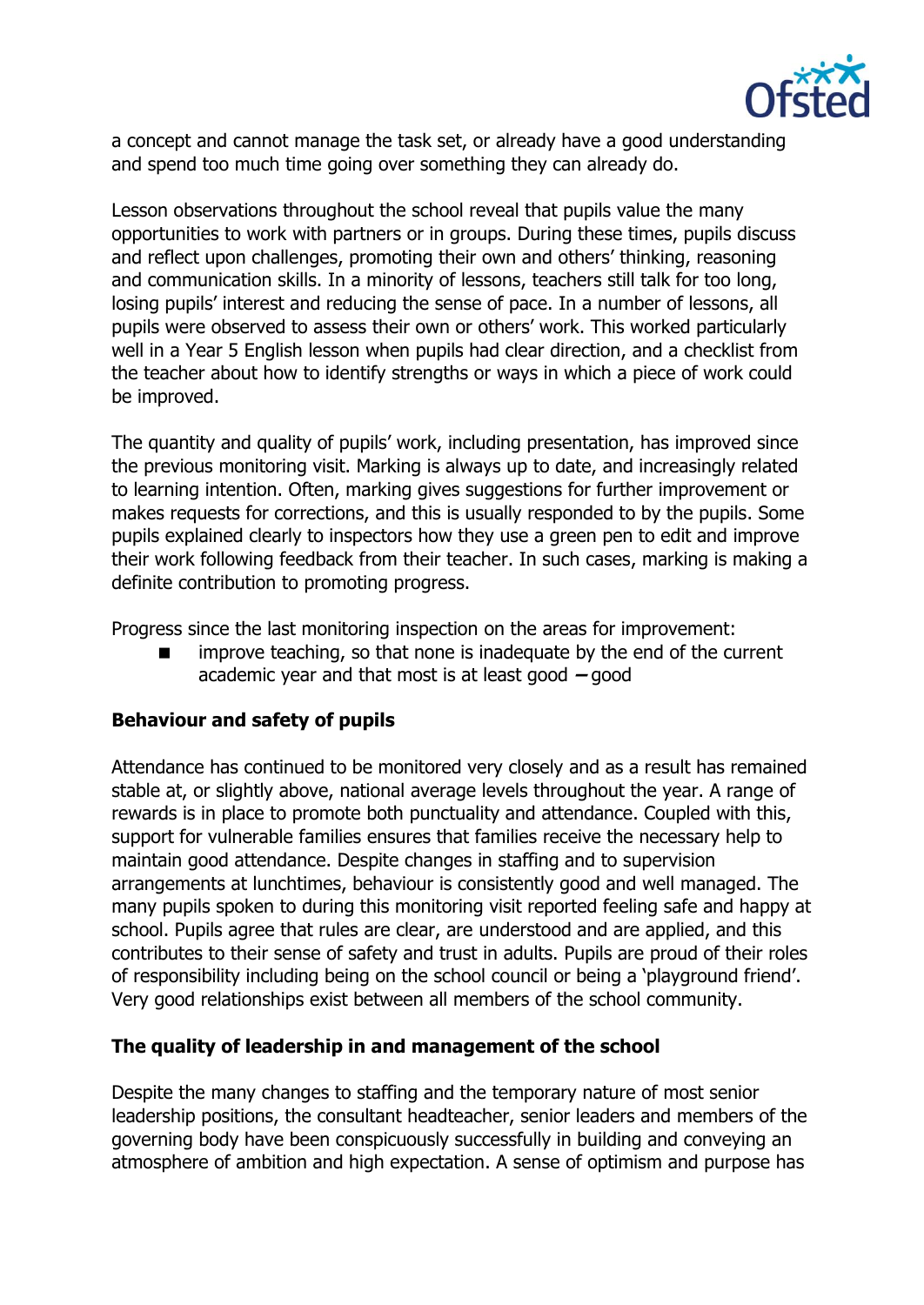a concept and cannot manage the task set, or already have a good understanding and spend too much time going over something they can already do.

Lesson observations throughout the school reveal that pupils value the many opportunities to work with partners or in groups. During these times, pupils discuss and reflect upon challenges, promoting their own and others' thinking, reasoning and communication skills. In a minority of lessons, teachers still talk for too long, losing pupils' interest and reducing the sense of pace. In a number of lessons, all pupils were observed to assess their own or others' work. This worked particularly well in a Year 5 English lesson when pupils had clear direction, and a checklist from the teacher about how to identify strengths or ways in which a piece of work could be improved.

The quantity and quality of pupils' work, including presentation, has improved since the previous monitoring visit. Marking is always up to date, and increasingly related to learning intention. Often, marking gives suggestions for further improvement or makes requests for corrections, and this is usually responded to by the pupils. Some pupils explained clearly to inspectors how they use a green pen to edit and improve their work following feedback from their teacher. In such cases, marking is making a definite contribution to promoting progress.

Progress since the last monitoring inspection on the areas for improvement:

- improve teaching, so that none is inadequate by the end of the current academic year and that most is at least good **–** good

**Behaviour and safety of pupils**

Attendance has continued to be monitored very closely and as a result has remained stable at, or slightly above, national average levels throughout the year. A range of rewards is in place to promote both punctuality and attendance. Coupled with this, support for vulnerable families ensures that families receive the necessary help to maintain good attendance. Despite changes in staffing and to supervision arrangements at lunchtimes, behaviour is consistently good and well managed. The many pupils spoken to during this monitoring visit reported feeling safe and happy at school. Pupils agree that rules are clear, are understood and are applied, and this contributes to their sense of safety and trust in adults. Pupils are proud of their roles of responsibility including being on the school council or being a 'playground friend'. Very good relationships exist between all members of the school community.

**The quality of leadership in and management of the school**

Despite the many changes to staffing and the temporary nature of most senior leadership positions, the consultant headteacher, senior leaders and members of the governing body have been conspicuously successfully in building and conveying an atmosphere of ambition and high expectation. A sense of optimism and purpose has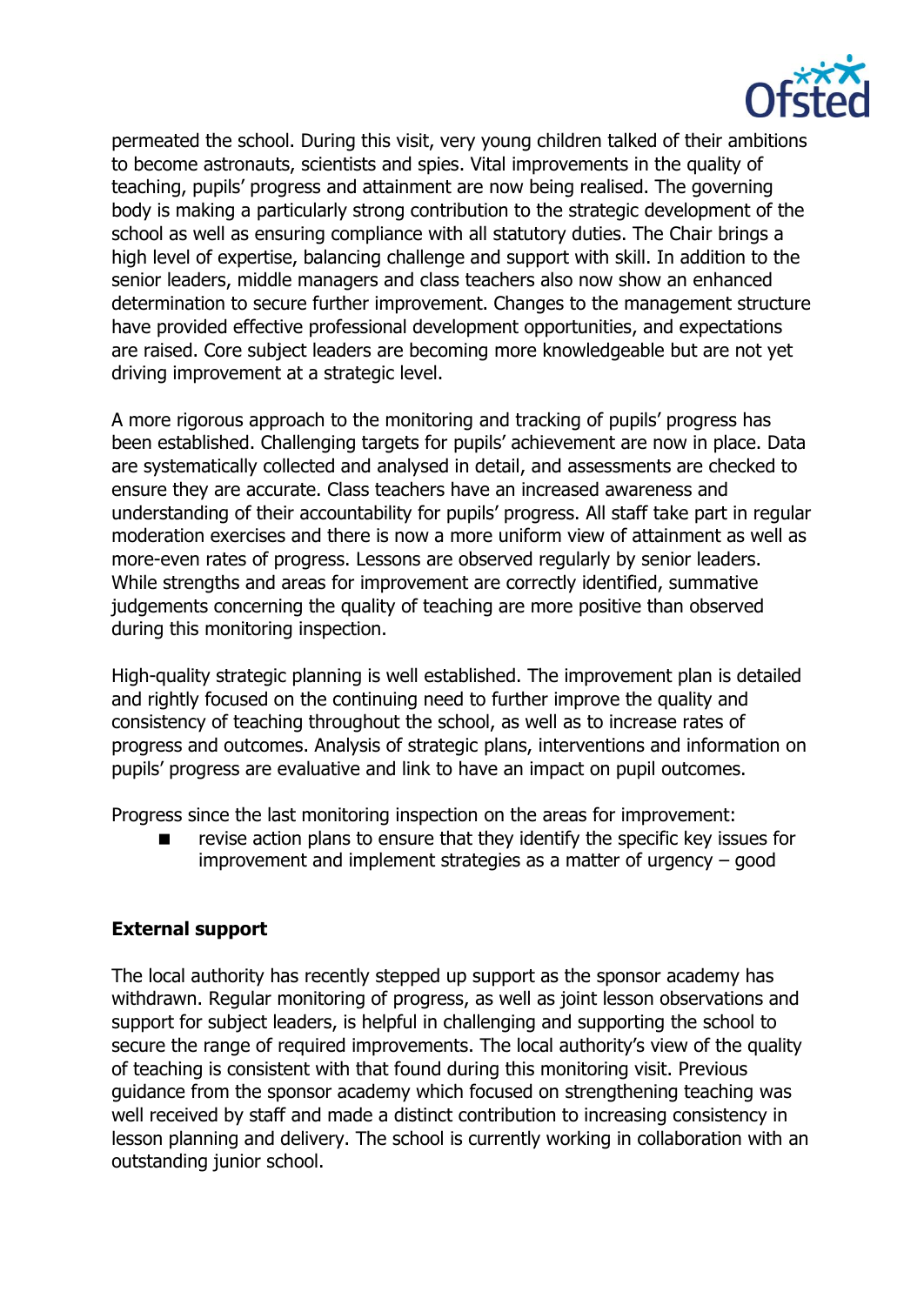permeated the school. During this visit, very young children talked of their ambitions to become astronauts, scientists and spies. Vital improvements in the quality of teaching, pupils' progress and attainment are now being realised. The governing body is making a particularly strong contribution to the strategic development of the school as well as ensuring compliance with all statutory duties. The Chair brings a high level of expertise, balancing challenge and support with skill. In addition to the senior leaders, middle managers and class teachers also now show an enhanced determination to secure further improvement. Changes to the management structure have provided effective professional development opportunities, and expectations are raised. Core subject leaders are becoming more knowledgeable but are not yet driving improvement at a strategic level.

A more rigorous approach to the monitoring and tracking of pupils' progress has been established. Challenging targets for pupils' achievement are now in place. Data are systematically collected and analysed in detail, and assessments are checked to ensure they are accurate. Class teachers have an increased awareness and understanding of their accountability for pupils' progress. All staff take part in regular moderation exercises and there is now a more uniform view of attainment as well as more-even rates of progress. Lessons are observed regularly by senior leaders. While strengths and areas for improvement are correctly identified, summative judgements concerning the quality of teaching are more positive than observed during this monitoring inspection.

High-quality strategic planning is well established. The improvement plan is detailed and rightly focused on the continuing need to further improve the quality and consistency of teaching throughout the school, as well as to increase rates of progress and outcomes. Analysis of strategic plans, interventions and information on pupils' progress are evaluative and link to have an impact on pupil outcomes.

Progress since the last monitoring inspection on the areas for improvement:

- revise action plans to ensure that they identify the specific key issues for improvement and implement strategies as a matter of urgency – good

**External support**

The local authority has recently stepped up support as the sponsor academy has withdrawn. Regular monitoring of progress, as well as joint lesson observations and support for subject leaders, is helpful in challenging and supporting the school to secure the range of required improvements. The local authority's view of the quality of teaching is consistent with that found during this monitoring visit. Previous guidance from the sponsor academy which focused on strengthening teaching was well received by staff and made a distinct contribution to increasing consistency in lesson planning and delivery. The school is currently working in collaboration with an outstanding junior school.